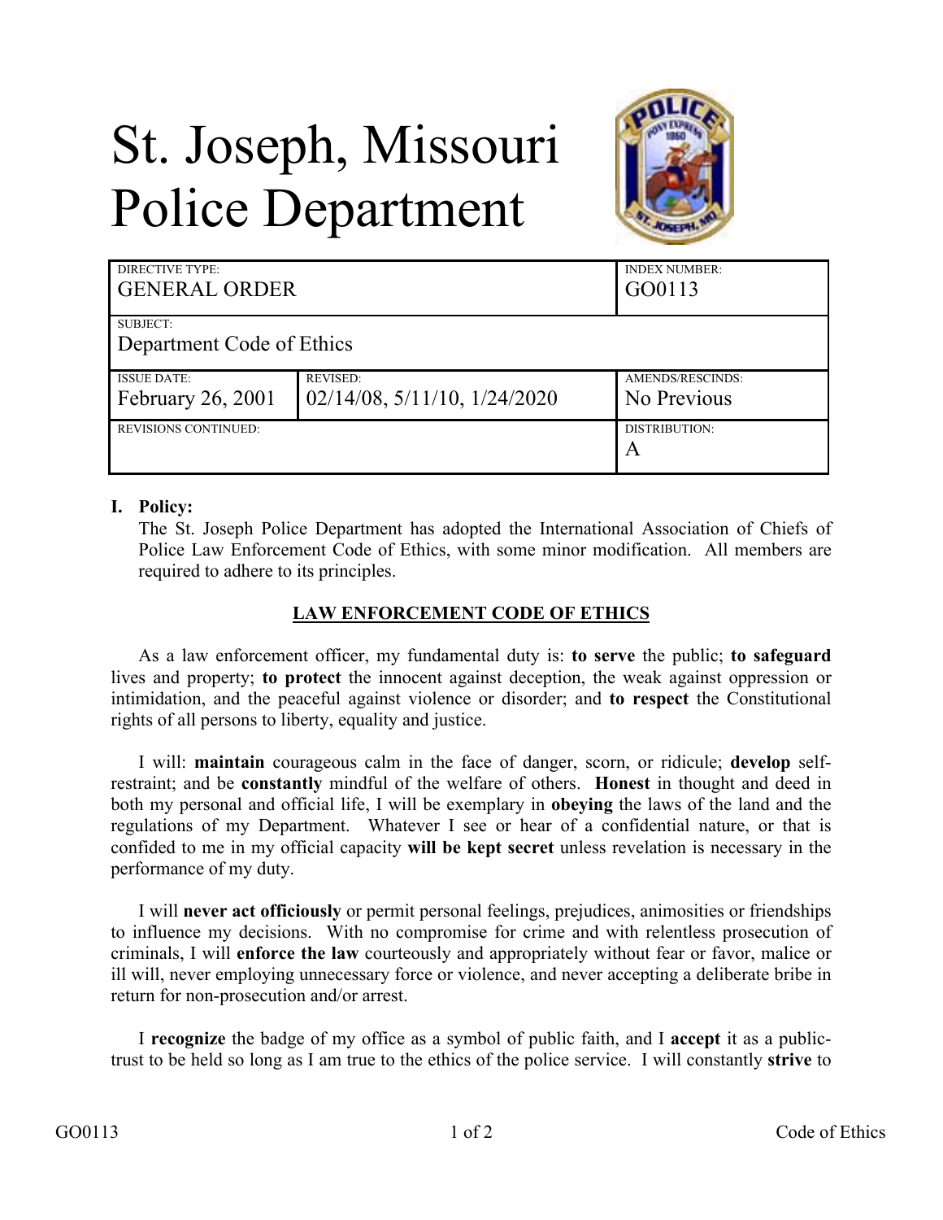# St. Joseph, Missouri Police Department

| DIRECTIVE TYPE: GENERAL ORDER | | INDEX NUMBER: GO0113 |
|---|---|---|
| SUBJECT: Department Code of Ethics | | |
| ISSUE DATE: February 26, 2001 | REVISED: 02/14/08, 5/11/10, 1/24/2020 | AMENDS/RESCINDS: No Previous |
| REVISIONS CONTINUED: | | DISTRIBUTION: A |

**I. Policy:**

The St. Joseph Police Department has adopted the International Association of Chiefs of Police Law Enforcement Code of Ethics, with some minor modification. All members are required to adhere to its principles.

## LAW ENFORCEMENT CODE OF ETHICS

As a law enforcement officer, my fundamental duty is: **to serve** the public; **to safeguard** lives and property; **to protect** the innocent against deception, the weak against oppression or intimidation, and the peaceful against violence or disorder; and **to respect** the Constitutional rights of all persons to liberty, equality and justice.

I will: **maintain** courageous calm in the face of danger, scorn, or ridicule; **develop** self-restraint; and be **constantly** mindful of the welfare of others. **Honest** in thought and deed in both my personal and official life, I will be exemplary in **obeying** the laws of the land and the regulations of my Department. Whatever I see or hear of a confidential nature, or that is confided to me in my official capacity **will be kept secret** unless revelation is necessary in the performance of my duty.

I will **never act officiously** or permit personal feelings, prejudices, animosities or friendships to influence my decisions. With no compromise for crime and with relentless prosecution of criminals, I will **enforce the law** courteously and appropriately without fear or favor, malice or ill will, never employing unnecessary force or violence, and never accepting a deliberate bribe in return for non-prosecution and/or arrest.

I **recognize** the badge of my office as a symbol of public faith, and I **accept** it as a public-trust to be held so long as I am true to the ethics of the police service. I will constantly **strive** to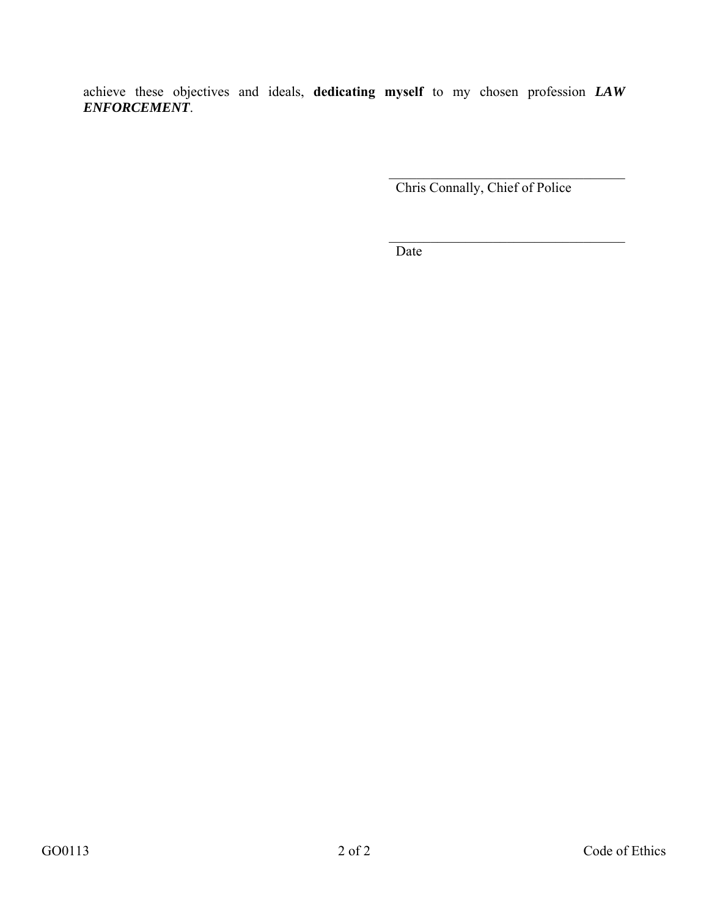achieve these objectives and ideals, **dedicating myself** to my chosen profession ***LAW ENFORCEMENT***.

\_\_\_\_\_\_\_\_\_\_\_\_\_\_\_\_\_\_\_\_\_\_\_\_\_\_\_\_\_\_\_\_\_\_\_\_

Chris Connally, Chief of Police

\_\_\_\_\_\_\_\_\_\_\_\_\_\_\_\_\_\_\_\_\_\_\_\_\_\_\_\_\_\_\_\_\_\_\_\_

Date